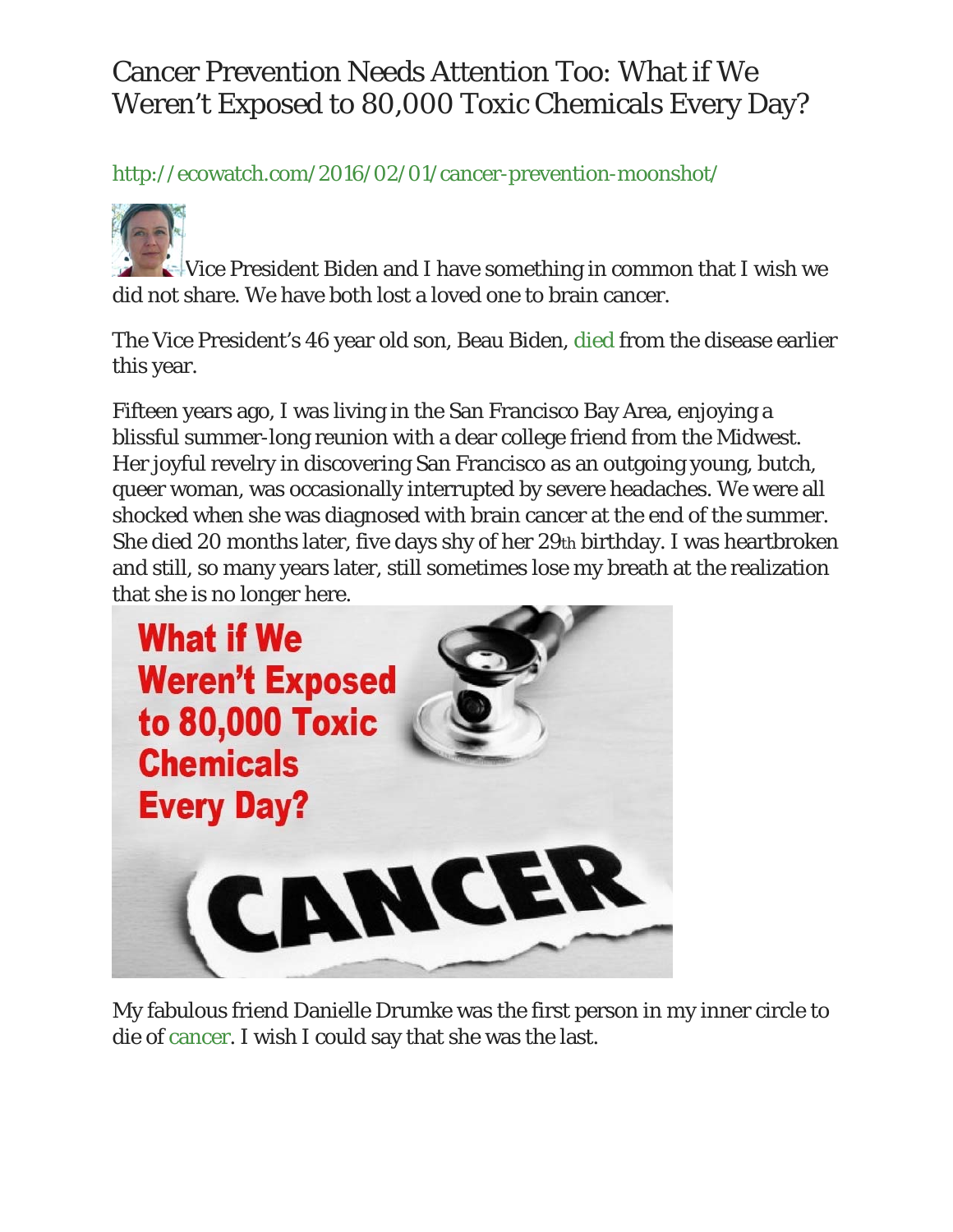# Cancer Prevention Needs Attention Too: What if We Weren't Exposed to 80,000 Toxic Chemicals Every Day?

http://ecowatch.com/2016/02/01/cancer-prevention-moonshot/

Vice President Biden and I have something in common that I wish we did not share. We have both lost a loved one to brain cancer.

The Vice President's 46 year old son, Beau Biden, died from the disease earlier this year.

Fifteen years ago, I was living in the San Francisco Bay Area, enjoying a blissful summer-long reunion with a dear college friend from the Midwest. Her joyful revelry in discovering San Francisco as an outgoing young, butch, queer woman, was occasionally interrupted by severe headaches. We were all shocked when she was diagnosed with brain cancer at the end of the summer. She died 20 months later, five days shy of her 29th birthday. I was heartbroken and still, so many years later, still sometimes lose my breath at the realization that she is no longer here.

What if We Weren't Exposed to 80,000 Toxic Chemicals Every Day?

CANCER

My fabulous friend Danielle Drumke was the first person in my inner circle to die of cancer. I wish I could say that she was the last.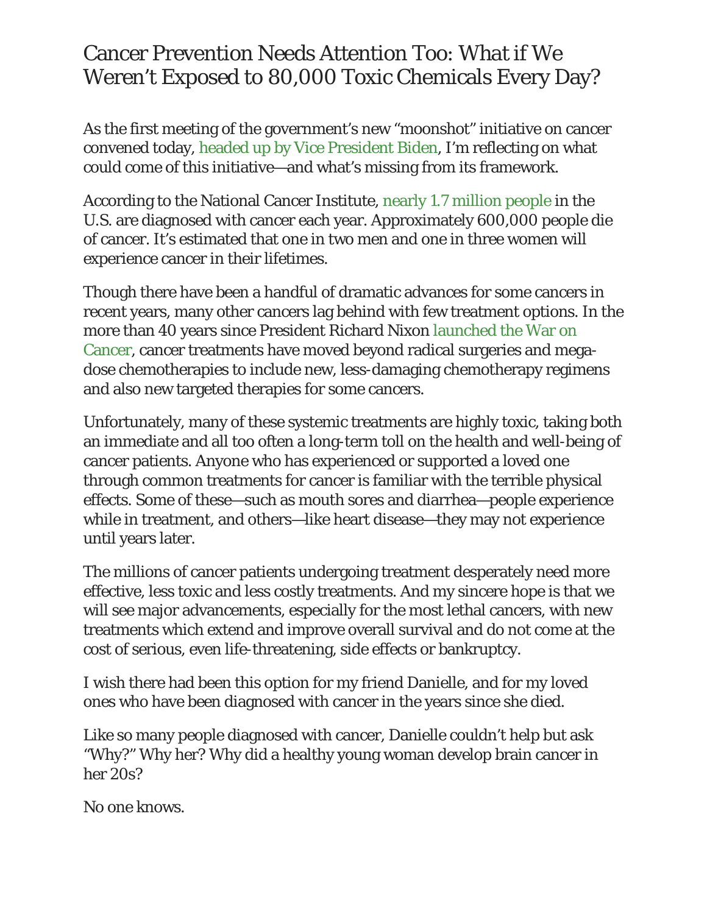# Cancer Prevention Needs Attention Too: What if We Weren't Exposed to 80,000 Toxic Chemicals Every Day?

As the first meeting of the government's new "moonshot" initiative on cancer convened today, headed up by Vice President Biden, I'm reflecting on what could come of this initiative—and what's missing from its framework.

According to the National Cancer Institute, nearly 1.7 million people in the U.S. are diagnosed with cancer each year. Approximately 600,000 people die of cancer. It's estimated that one in two men and one in three women will experience cancer in their lifetimes.

Though there have been a handful of dramatic advances for some cancers in recent years, many other cancers lag behind with few treatment options. In the more than 40 years since President Richard Nixon launched the War on Cancer, cancer treatments have moved beyond radical surgeries and mega-dose chemotherapies to include new, less-damaging chemotherapy regimens and also new targeted therapies for some cancers.

Unfortunately, many of these systemic treatments are highly toxic, taking both an immediate and all too often a long-term toll on the health and well-being of cancer patients. Anyone who has experienced or supported a loved one through common treatments for cancer is familiar with the terrible physical effects. Some of these—such as mouth sores and diarrhea—people experience while in treatment, and others—like heart disease—they may not experience until years later.

The millions of cancer patients undergoing treatment desperately need more effective, less toxic and less costly treatments. And my sincere hope is that we will see major advancements, especially for the most lethal cancers, with new treatments which extend and improve overall survival and do not come at the cost of serious, even life-threatening, side effects or bankruptcy.

I wish there had been this option for my friend Danielle, and for my loved ones who have been diagnosed with cancer in the years since she died.

Like so many people diagnosed with cancer, Danielle couldn't help but ask "Why?" Why her? Why did a healthy young woman develop brain cancer in her 20s?

No one knows.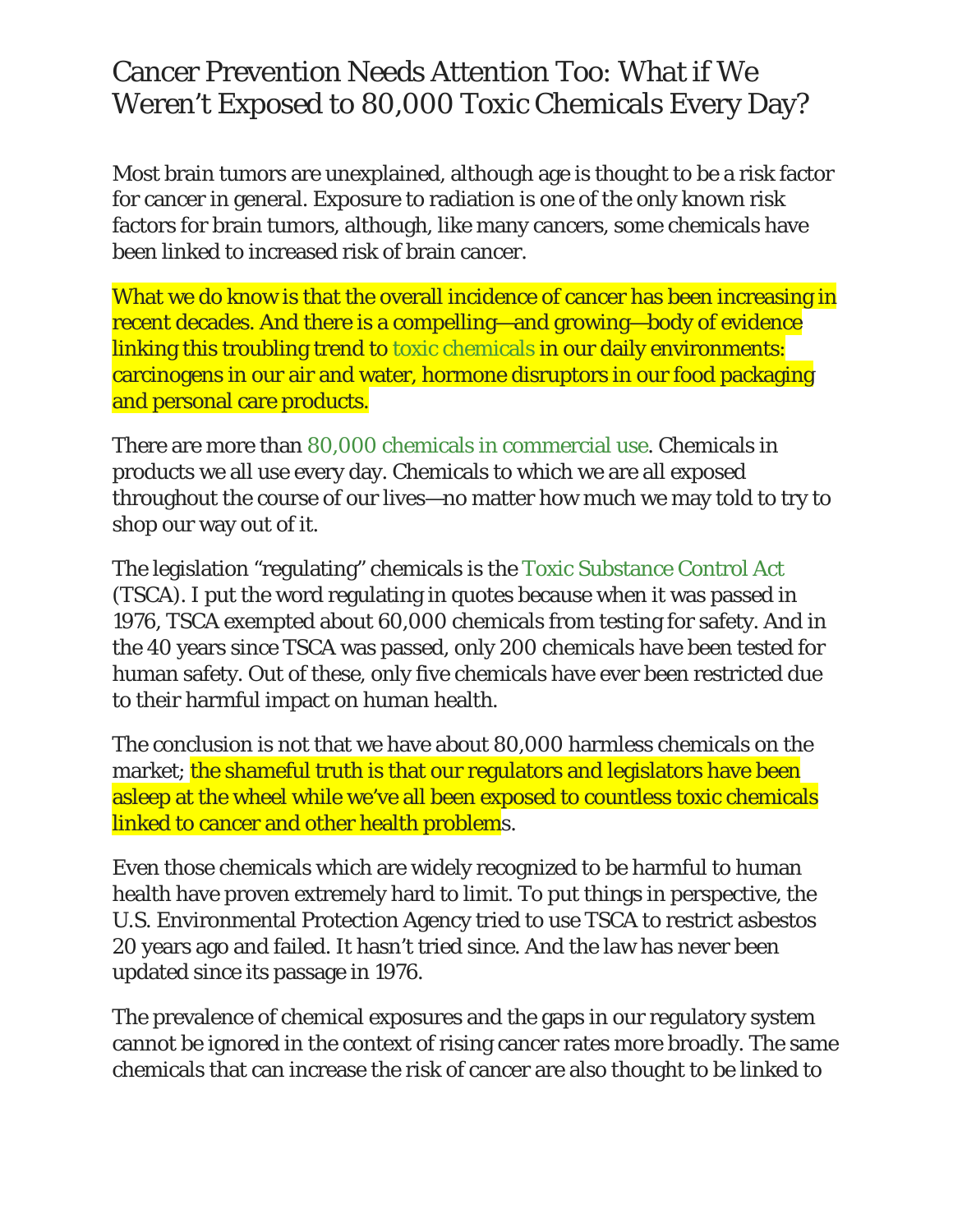# Cancer Prevention Needs Attention Too: What if We Weren't Exposed to 80,000 Toxic Chemicals Every Day?

Most brain tumors are unexplained, although age is thought to be a risk factor for cancer in general. Exposure to radiation is one of the only known risk factors for brain tumors, although, like many cancers, some chemicals have been linked to increased risk of brain cancer.

What we do know is that the overall incidence of cancer has been increasing in recent decades. And there is a compelling—and growing—body of evidence linking this troubling trend to toxic chemicals in our daily environments: carcinogens in our air and water, hormone disruptors in our food packaging and personal care products.

There are more than 80,000 chemicals in commercial use. Chemicals in products we all use every day. Chemicals to which we are all exposed throughout the course of our lives—no matter how much we may told to try to shop our way out of it.

The legislation "regulating" chemicals is the Toxic Substance Control Act (TSCA). I put the word regulating in quotes because when it was passed in 1976, TSCA exempted about 60,000 chemicals from testing for safety. And in the 40 years since TSCA was passed, only 200 chemicals have been tested for human safety. Out of these, only five chemicals have ever been restricted due to their harmful impact on human health.

The conclusion is not that we have about 80,000 harmless chemicals on the market; the shameful truth is that our regulators and legislators have been asleep at the wheel while we've all been exposed to countless toxic chemicals linked to cancer and other health problems.

Even those chemicals which are widely recognized to be harmful to human health have proven extremely hard to limit. To put things in perspective, the U.S. Environmental Protection Agency tried to use TSCA to restrict asbestos 20 years ago and failed. It hasn't tried since. And the law has never been updated since its passage in 1976.

The prevalence of chemical exposures and the gaps in our regulatory system cannot be ignored in the context of rising cancer rates more broadly. The same chemicals that can increase the risk of cancer are also thought to be linked to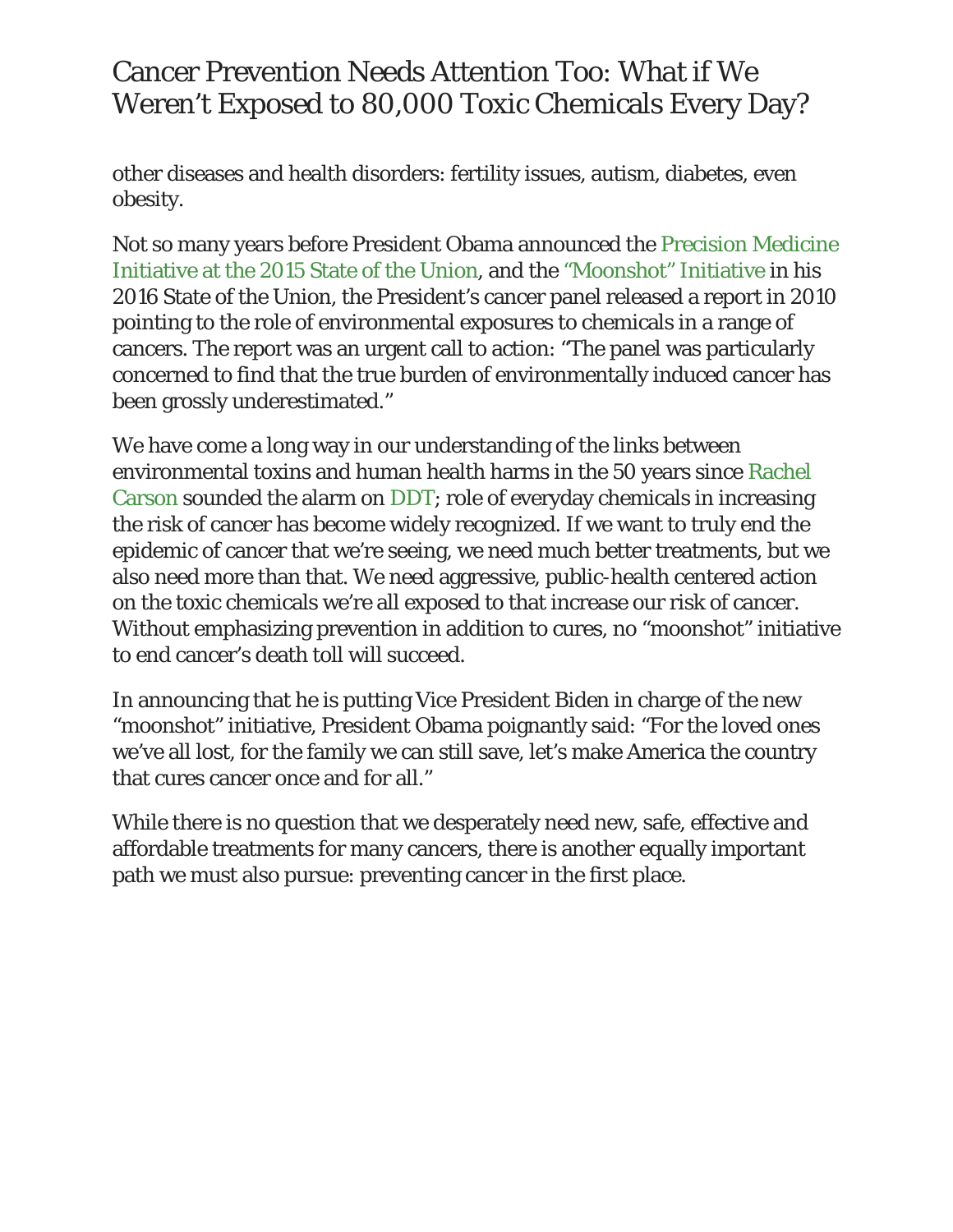other diseases and health disorders: fertility issues, autism, diabetes, even obesity.

Not so many years before President Obama announced the Precision Medicine Initiative at the 2015 State of the Union, and the "Moonshot" Initiative in his 2016 State of the Union, the President's cancer panel released a report in 2010 pointing to the role of environmental exposures to chemicals in a range of cancers. The report was an urgent call to action: "The panel was particularly concerned to find that the true burden of environmentally induced cancer has been grossly underestimated."

We have come a long way in our understanding of the links between environmental toxins and human health harms in the 50 years since Rachel Carson sounded the alarm on DDT; role of everyday chemicals in increasing the risk of cancer has become widely recognized. If we want to truly end the epidemic of cancer that we're seeing, we need much better treatments, but we also need more than that. We need aggressive, public-health centered action on the toxic chemicals we're all exposed to that increase our risk of cancer. Without emphasizing prevention in addition to cures, no "moonshot" initiative to end cancer's death toll will succeed.

In announcing that he is putting Vice President Biden in charge of the new "moonshot" initiative, President Obama poignantly said: "For the loved ones we've all lost, for the family we can still save, let's make America the country that cures cancer once and for all."

While there is no question that we desperately need new, safe, effective and affordable treatments for many cancers, there is another equally important path we must also pursue: preventing cancer in the first place.